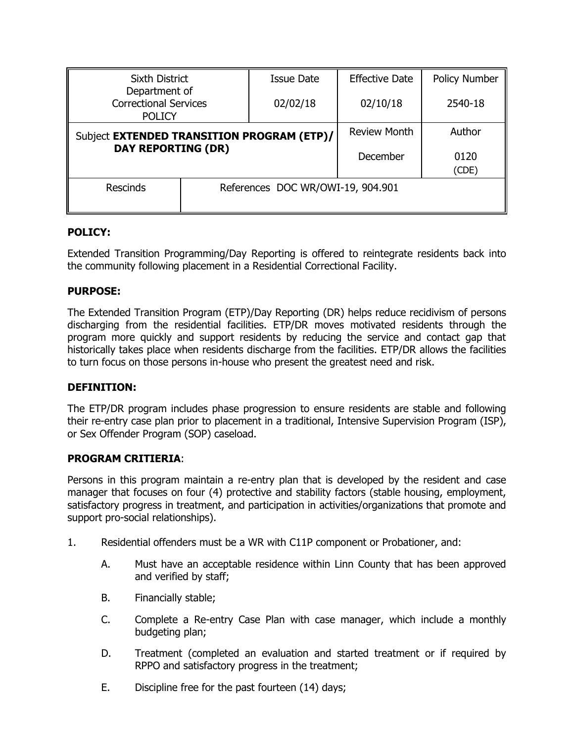| Sixth District Department of Correctional Services POLICY | | Issue Date 02/02/18 | Effective Date 02/10/18 | Policy Number 2540-18 |
|---|---|---|---|---|
| Subject **EXTENDED TRANSITION PROGRAM (ETP)/ DAY REPORTING (DR)** | | | Review Month December | Author 0120 (CDE) |
| Rescinds | References DOC WR/OWI-19, 904.901 | | | |

**POLICY:**

Extended Transition Programming/Day Reporting is offered to reintegrate residents back into the community following placement in a Residential Correctional Facility.

**PURPOSE:**

The Extended Transition Program (ETP)/Day Reporting (DR) helps reduce recidivism of persons discharging from the residential facilities. ETP/DR moves motivated residents through the program more quickly and support residents by reducing the service and contact gap that historically takes place when residents discharge from the facilities. ETP/DR allows the facilities to turn focus on those persons in-house who present the greatest need and risk.

**DEFINITION:**

The ETP/DR program includes phase progression to ensure residents are stable and following their re-entry case plan prior to placement in a traditional, Intensive Supervision Program (ISP), or Sex Offender Program (SOP) caseload.

**PROGRAM CRITIERIA**:

Persons in this program maintain a re-entry plan that is developed by the resident and case manager that focuses on four (4) protective and stability factors (stable housing, employment, satisfactory progress in treatment, and participation in activities/organizations that promote and support pro-social relationships).

1. Residential offenders must be a WR with C11P component or Probationer, and:

   A. Must have an acceptable residence within Linn County that has been approved and verified by staff;

   B. Financially stable;

   C. Complete a Re-entry Case Plan with case manager, which include a monthly budgeting plan;

   D. Treatment (completed an evaluation and started treatment or if required by RPPO and satisfactory progress in the treatment;

   E. Discipline free for the past fourteen (14) days;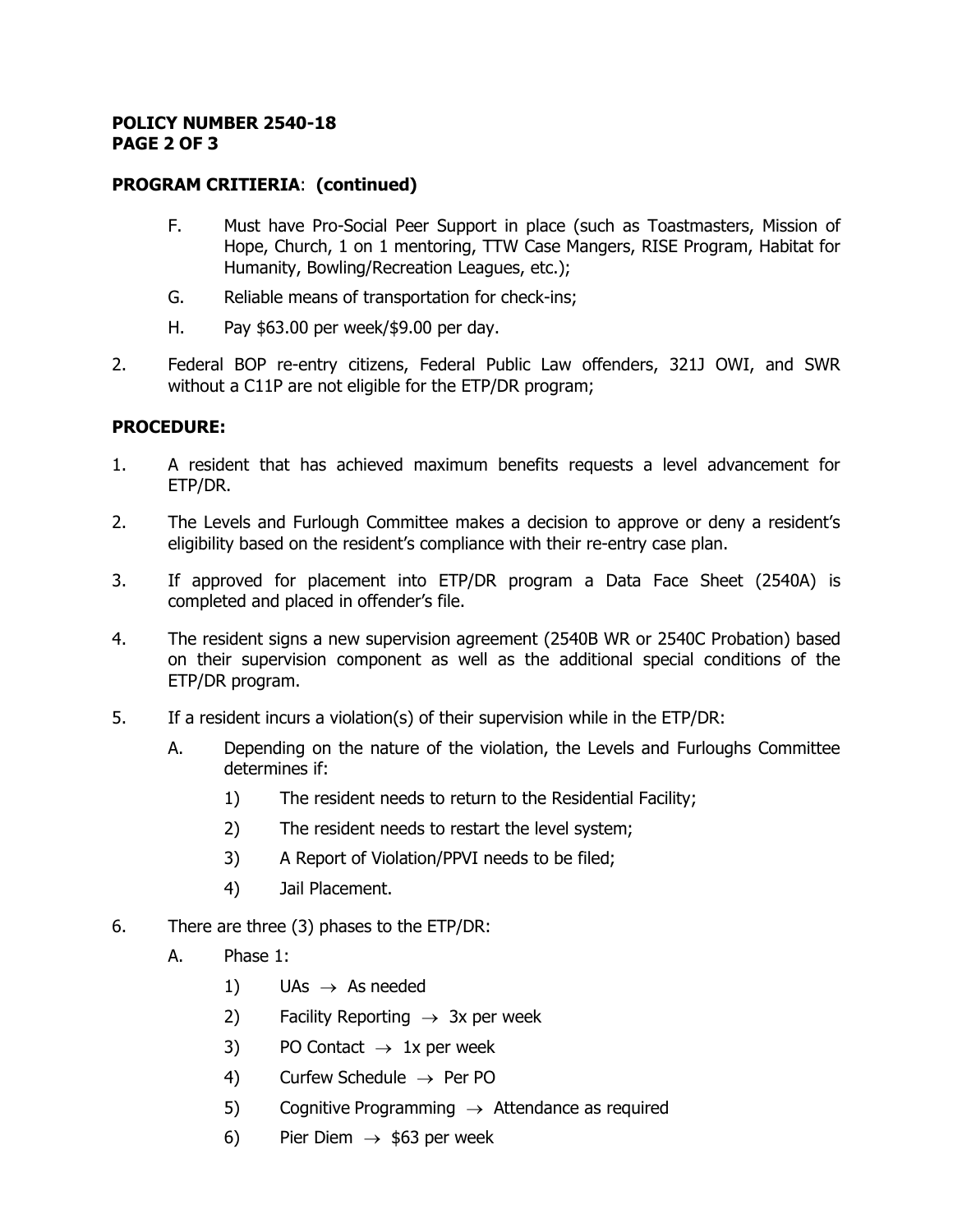**POLICY NUMBER 2540-18**

**PROGRAM CRITIERIA**: **(continued)**

F. Must have Pro-Social Peer Support in place (such as Toastmasters, Mission of Hope, Church, 1 on 1 mentoring, TTW Case Mangers, RISE Program, Habitat for Humanity, Bowling/Recreation Leagues, etc.);

G. Reliable means of transportation for check-ins;

H. Pay $63.00 per week/$9.00 per day.

2. Federal BOP re-entry citizens, Federal Public Law offenders, 321J OWI, and SWR without a C11P are not eligible for the ETP/DR program;

**PROCEDURE:**

1. A resident that has achieved maximum benefits requests a level advancement for ETP/DR.

2. The Levels and Furlough Committee makes a decision to approve or deny a resident's eligibility based on the resident's compliance with their re-entry case plan.

3. If approved for placement into ETP/DR program a Data Face Sheet (2540A) is completed and placed in offender's file.

4. The resident signs a new supervision agreement (2540B WR or 2540C Probation) based on their supervision component as well as the additional special conditions of the ETP/DR program.

5. If a resident incurs a violation(s) of their supervision while in the ETP/DR:

   A. Depending on the nature of the violation, the Levels and Furloughs Committee determines if:

      1) The resident needs to return to the Residential Facility;

      2) The resident needs to restart the level system;

      3) A Report of Violation/PPVI needs to be filed;

      4) Jail Placement.

6. There are three (3) phases to the ETP/DR:

   A. Phase 1:

      1) UAs → As needed

      2) Facility Reporting → 3x per week

      3) PO Contact → 1x per week

      4) Curfew Schedule → Per PO

      5) Cognitive Programming → Attendance as required

      6) Pier Diem → $63 per week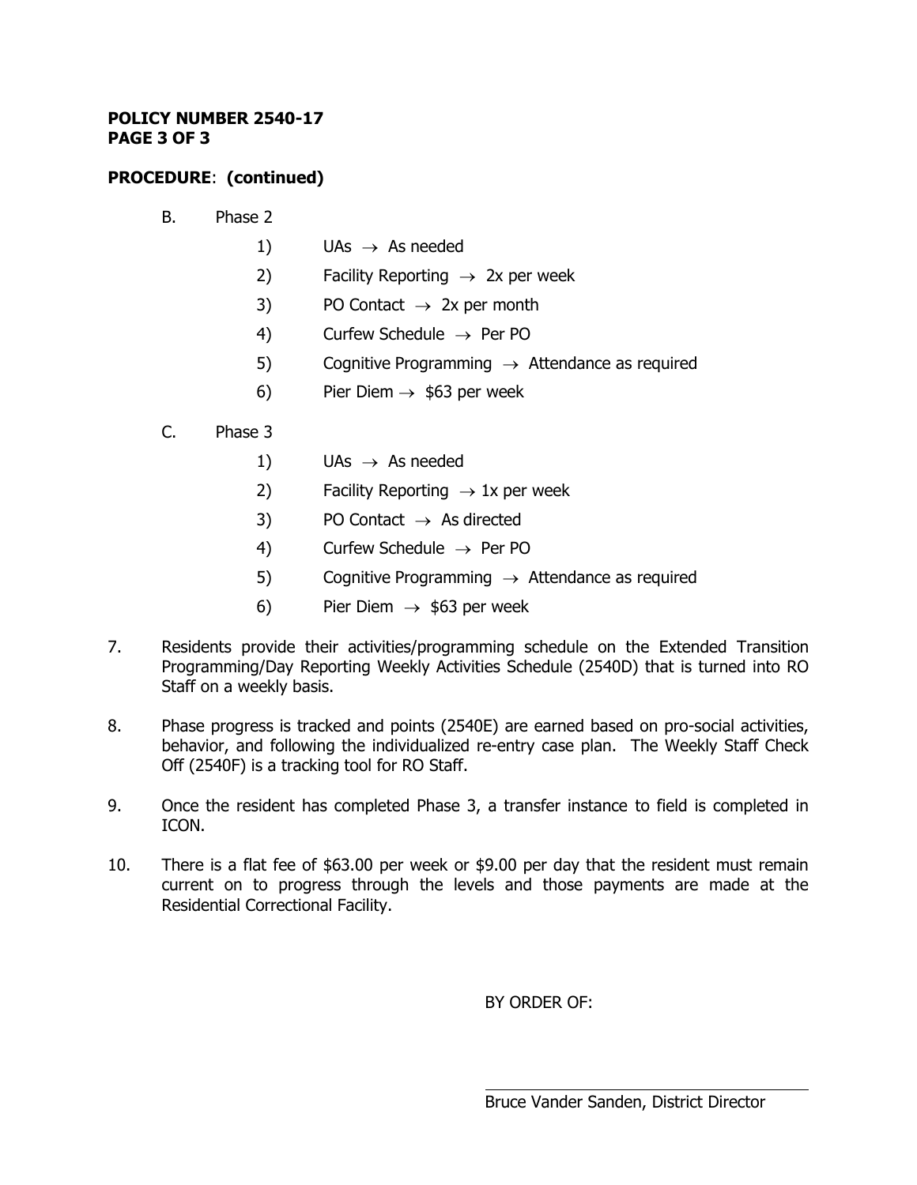**POLICY NUMBER 2540-17**

**PROCEDURE**: **(continued)**

B. Phase 2

1) UAs → As needed
2) Facility Reporting → 2x per week
3) PO Contact → 2x per month
4) Curfew Schedule → Per PO
5) Cognitive Programming → Attendance as required
6) Pier Diem → $63 per week

C. Phase 3

1) UAs → As needed
2) Facility Reporting → 1x per week
3) PO Contact → As directed
4) Curfew Schedule → Per PO
5) Cognitive Programming → Attendance as required
6) Pier Diem → $63 per week

7. Residents provide their activities/programming schedule on the Extended Transition Programming/Day Reporting Weekly Activities Schedule (2540D) that is turned into RO Staff on a weekly basis.

8. Phase progress is tracked and points (2540E) are earned based on pro-social activities, behavior, and following the individualized re-entry case plan. The Weekly Staff Check Off (2540F) is a tracking tool for RO Staff.

9. Once the resident has completed Phase 3, a transfer instance to field is completed in ICON.

10. There is a flat fee of $63.00 per week or $9.00 per day that the resident must remain current on to progress through the levels and those payments are made at the Residential Correctional Facility.

BY ORDER OF:

Bruce Vander Sanden, District Director